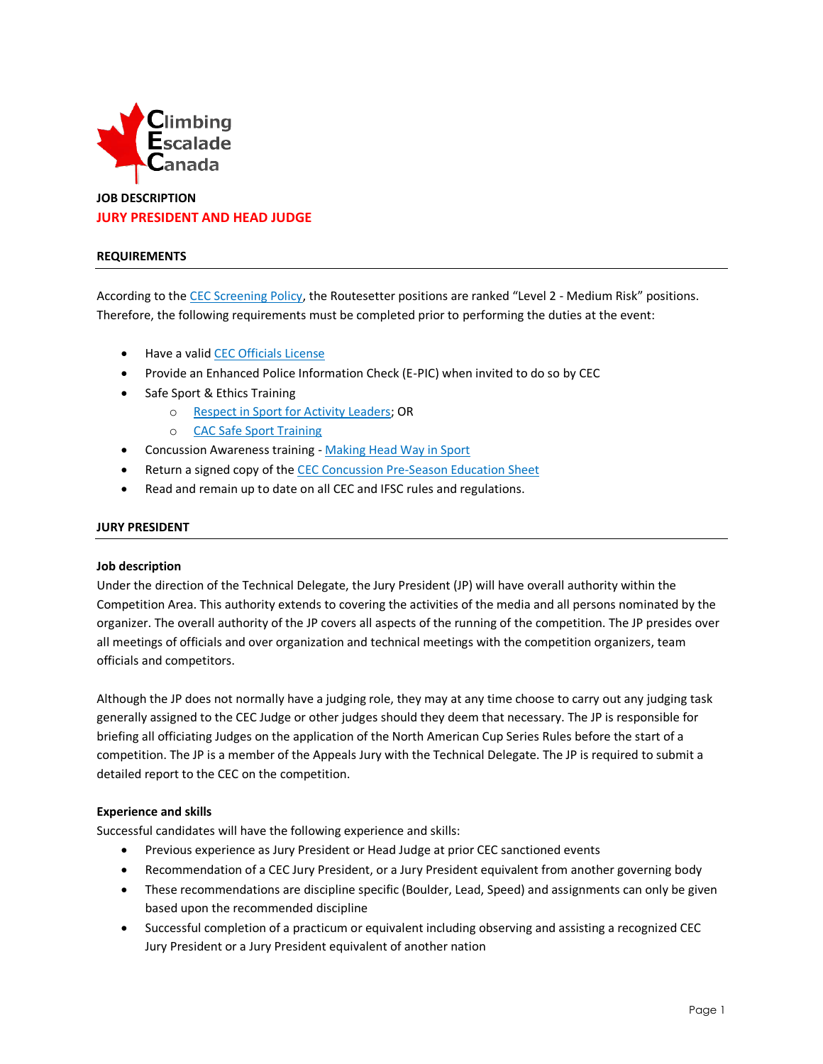Climbing Escalade Canada

**JOB DESCRIPTION**

# JURY PRESIDENT AND HEAD JUDGE

## REQUIREMENTS

According to the CEC Screening Policy, the Routesetter positions are ranked "Level 2 - Medium Risk" positions. Therefore, the following requirements must be completed prior to performing the duties at the event:

- Have a valid CEC Officials License
- Provide an Enhanced Police Information Check (E-PIC) when invited to do so by CEC
- Safe Sport & Ethics Training
  - Respect in Sport for Activity Leaders; OR
  - CAC Safe Sport Training
- Concussion Awareness training - Making Head Way in Sport
- Return a signed copy of the CEC Concussion Pre-Season Education Sheet
- Read and remain up to date on all CEC and IFSC rules and regulations.

## JURY PRESIDENT

### Job description

Under the direction of the Technical Delegate, the Jury President (JP) will have overall authority within the Competition Area. This authority extends to covering the activities of the media and all persons nominated by the organizer. The overall authority of the JP covers all aspects of the running of the competition. The JP presides over all meetings of officials and over organization and technical meetings with the competition organizers, team officials and competitors.

Although the JP does not normally have a judging role, they may at any time choose to carry out any judging task generally assigned to the CEC Judge or other judges should they deem that necessary. The JP is responsible for briefing all officiating Judges on the application of the North American Cup Series Rules before the start of a competition. The JP is a member of the Appeals Jury with the Technical Delegate. The JP is required to submit a detailed report to the CEC on the competition.

### Experience and skills

Successful candidates will have the following experience and skills:

- Previous experience as Jury President or Head Judge at prior CEC sanctioned events
- Recommendation of a CEC Jury President, or a Jury President equivalent from another governing body
- These recommendations are discipline specific (Boulder, Lead, Speed) and assignments can only be given based upon the recommended discipline
- Successful completion of a practicum or equivalent including observing and assisting a recognized CEC Jury President or a Jury President equivalent of another nation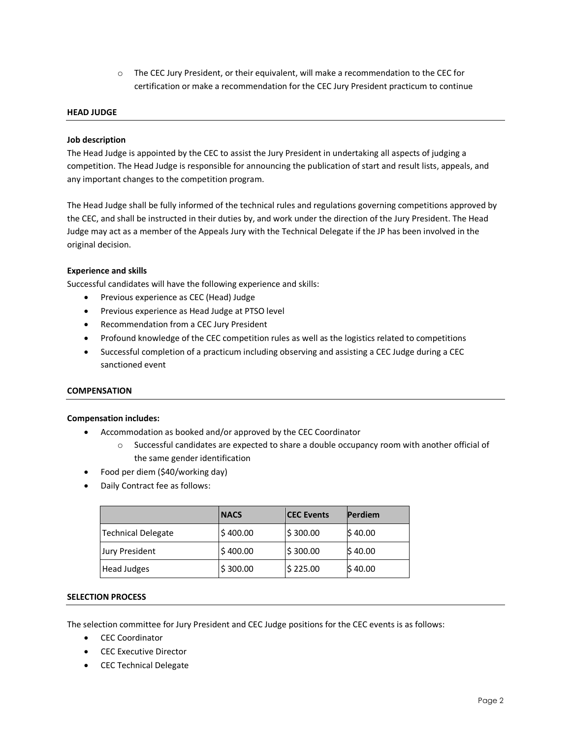- The CEC Jury President, or their equivalent, will make a recommendation to the CEC for certification or make a recommendation for the CEC Jury President practicum to continue

## HEAD JUDGE

**Job description**

The Head Judge is appointed by the CEC to assist the Jury President in undertaking all aspects of judging a competition. The Head Judge is responsible for announcing the publication of start and result lists, appeals, and any important changes to the competition program.

The Head Judge shall be fully informed of the technical rules and regulations governing competitions approved by the CEC, and shall be instructed in their duties by, and work under the direction of the Jury President. The Head Judge may act as a member of the Appeals Jury with the Technical Delegate if the JP has been involved in the original decision.

**Experience and skills**

Successful candidates will have the following experience and skills:

- Previous experience as CEC (Head) Judge
- Previous experience as Head Judge at PTSO level
- Recommendation from a CEC Jury President
- Profound knowledge of the CEC competition rules as well as the logistics related to competitions
- Successful completion of a practicum including observing and assisting a CEC Judge during a CEC sanctioned event

## COMPENSATION

**Compensation includes:**

- Accommodation as booked and/or approved by the CEC Coordinator
  - Successful candidates are expected to share a double occupancy room with another official of the same gender identification
- Food per diem ($40/working day)
- Daily Contract fee as follows:

| | NACS | CEC Events | Perdiem |
|---|---|---|---|
| Technical Delegate | $ 400.00 | $ 300.00 | $ 40.00 |
| Jury President | $ 400.00 | $ 300.00 | $ 40.00 |
| Head Judges | $ 300.00 | $ 225.00 | $ 40.00 |

## SELECTION PROCESS

The selection committee for Jury President and CEC Judge positions for the CEC events is as follows:

- CEC Coordinator
- CEC Executive Director
- CEC Technical Delegate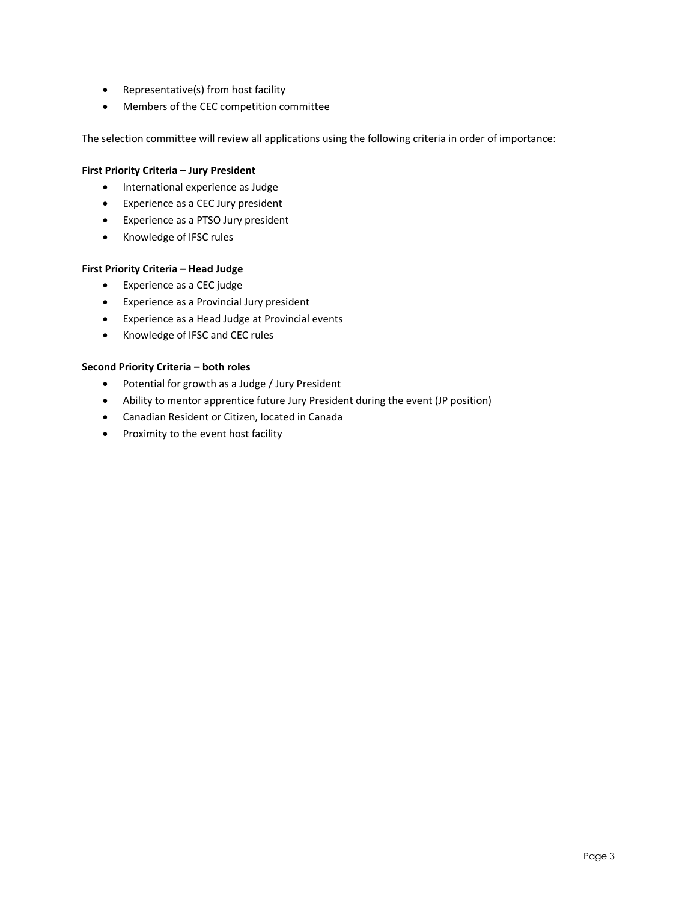- Representative(s) from host facility
- Members of the CEC competition committee

The selection committee will review all applications using the following criteria in order of importance:

**First Priority Criteria – Jury President**

- International experience as Judge
- Experience as a CEC Jury president
- Experience as a PTSO Jury president
- Knowledge of IFSC rules

**First Priority Criteria – Head Judge**

- Experience as a CEC judge
- Experience as a Provincial Jury president
- Experience as a Head Judge at Provincial events
- Knowledge of IFSC and CEC rules

**Second Priority Criteria – both roles**

- Potential for growth as a Judge / Jury President
- Ability to mentor apprentice future Jury President during the event (JP position)
- Canadian Resident or Citizen, located in Canada
- Proximity to the event host facility